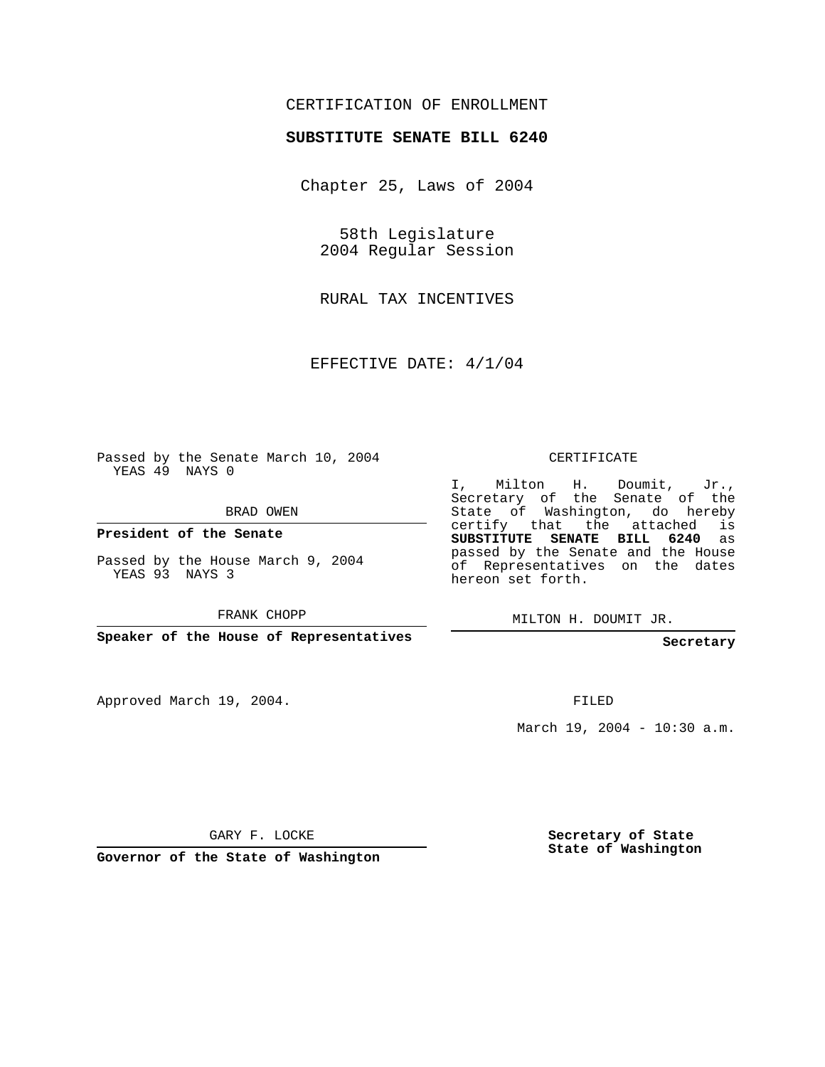CERTIFICATION OF ENROLLMENT

**SUBSTITUTE SENATE BILL 6240**

Chapter 25, Laws of 2004

58th Legislature
2004 Regular Session

RURAL TAX INCENTIVES

EFFECTIVE DATE: 4/1/04

Passed by the Senate March 10, 2004
YEAS 49 NAYS 0

BRAD OWEN

**President of the Senate**

Passed by the House March 9, 2004
YEAS 93 NAYS 3

FRANK CHOPP

**Speaker of the House of Representatives**

Approved March 19, 2004.

GARY F. LOCKE

**Governor of the State of Washington**

CERTIFICATE

I, Milton H. Doumit, Jr., Secretary of the Senate of the State of Washington, do hereby certify that the attached is **SUBSTITUTE SENATE BILL 6240** as passed by the Senate and the House of Representatives on the dates hereon set forth.

MILTON H. DOUMIT JR.

**Secretary**

FILED

March 19, 2004 - 10:30 a.m.

**Secretary of State**
**State of Washington**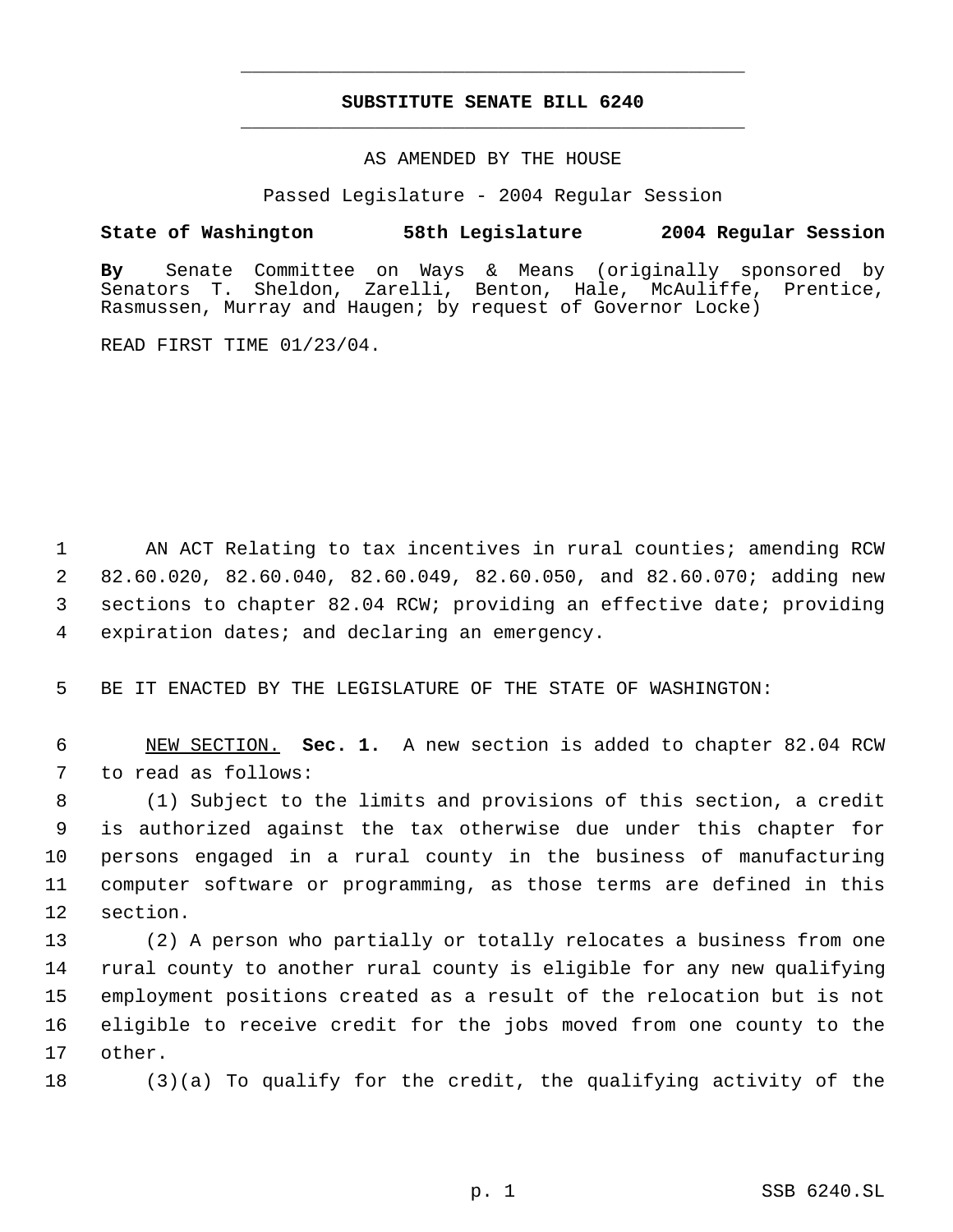# SUBSTITUTE SENATE BILL 6240

AS AMENDED BY THE HOUSE

Passed Legislature - 2004 Regular Session

**State of Washington 58th Legislature 2004 Regular Session**

**By** Senate Committee on Ways & Means (originally sponsored by Senators T. Sheldon, Zarelli, Benton, Hale, McAuliffe, Prentice, Rasmussen, Murray and Haugen; by request of Governor Locke)

READ FIRST TIME 01/23/04.

AN ACT Relating to tax incentives in rural counties; amending RCW 82.60.020, 82.60.040, 82.60.049, 82.60.050, and 82.60.070; adding new sections to chapter 82.04 RCW; providing an effective date; providing expiration dates; and declaring an emergency.

BE IT ENACTED BY THE LEGISLATURE OF THE STATE OF WASHINGTON:

NEW SECTION. **Sec. 1.** A new section is added to chapter 82.04 RCW to read as follows:

(1) Subject to the limits and provisions of this section, a credit is authorized against the tax otherwise due under this chapter for persons engaged in a rural county in the business of manufacturing computer software or programming, as those terms are defined in this section.

(2) A person who partially or totally relocates a business from one rural county to another rural county is eligible for any new qualifying employment positions created as a result of the relocation but is not eligible to receive credit for the jobs moved from one county to the other.

(3)(a) To qualify for the credit, the qualifying activity of the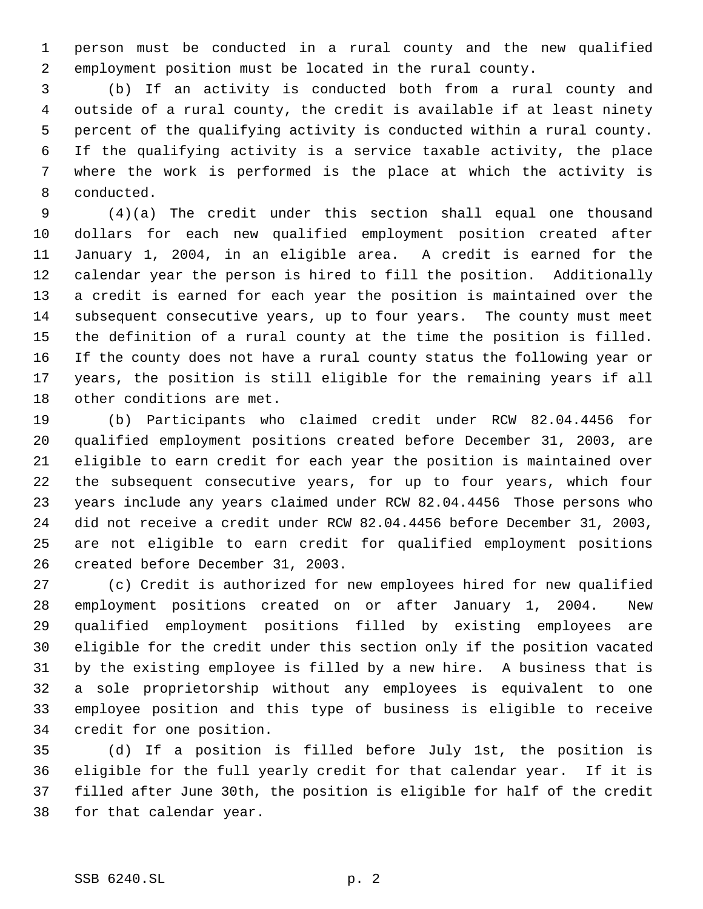person must be conducted in a rural county and the new qualified employment position must be located in the rural county.

(b) If an activity is conducted both from a rural county and outside of a rural county, the credit is available if at least ninety percent of the qualifying activity is conducted within a rural county. If the qualifying activity is a service taxable activity, the place where the work is performed is the place at which the activity is conducted.

(4)(a) The credit under this section shall equal one thousand dollars for each new qualified employment position created after January 1, 2004, in an eligible area. A credit is earned for the calendar year the person is hired to fill the position. Additionally a credit is earned for each year the position is maintained over the subsequent consecutive years, up to four years. The county must meet the definition of a rural county at the time the position is filled. If the county does not have a rural county status the following year or years, the position is still eligible for the remaining years if all other conditions are met.

(b) Participants who claimed credit under RCW 82.04.4456 for qualified employment positions created before December 31, 2003, are eligible to earn credit for each year the position is maintained over the subsequent consecutive years, for up to four years, which four years include any years claimed under RCW 82.04.4456 Those persons who did not receive a credit under RCW 82.04.4456 before December 31, 2003, are not eligible to earn credit for qualified employment positions created before December 31, 2003.

(c) Credit is authorized for new employees hired for new qualified employment positions created on or after January 1, 2004. New qualified employment positions filled by existing employees are eligible for the credit under this section only if the position vacated by the existing employee is filled by a new hire. A business that is a sole proprietorship without any employees is equivalent to one employee position and this type of business is eligible to receive credit for one position.

(d) If a position is filled before July 1st, the position is eligible for the full yearly credit for that calendar year. If it is filled after June 30th, the position is eligible for half of the credit for that calendar year.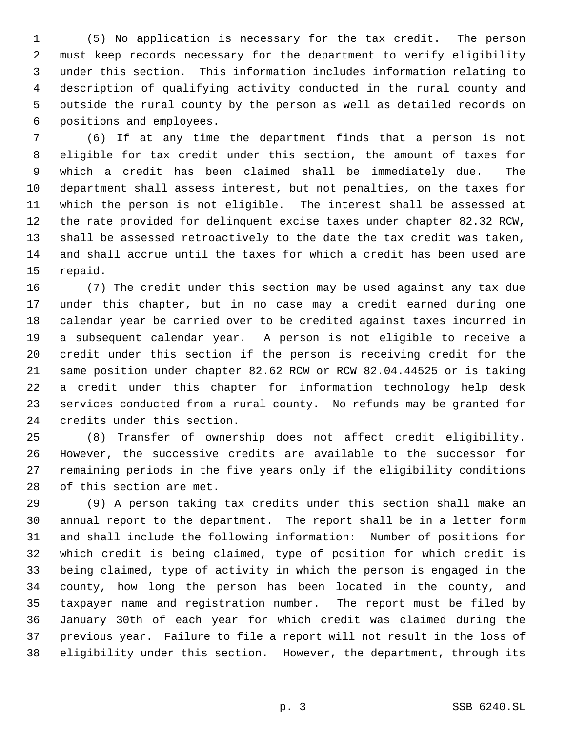(5) No application is necessary for the tax credit. The person must keep records necessary for the department to verify eligibility under this section. This information includes information relating to description of qualifying activity conducted in the rural county and outside the rural county by the person as well as detailed records on positions and employees.

(6) If at any time the department finds that a person is not eligible for tax credit under this section, the amount of taxes for which a credit has been claimed shall be immediately due. The department shall assess interest, but not penalties, on the taxes for which the person is not eligible. The interest shall be assessed at the rate provided for delinquent excise taxes under chapter 82.32 RCW, shall be assessed retroactively to the date the tax credit was taken, and shall accrue until the taxes for which a credit has been used are repaid.

(7) The credit under this section may be used against any tax due under this chapter, but in no case may a credit earned during one calendar year be carried over to be credited against taxes incurred in a subsequent calendar year. A person is not eligible to receive a credit under this section if the person is receiving credit for the same position under chapter 82.62 RCW or RCW 82.04.44525 or is taking a credit under this chapter for information technology help desk services conducted from a rural county. No refunds may be granted for credits under this section.

(8) Transfer of ownership does not affect credit eligibility. However, the successive credits are available to the successor for remaining periods in the five years only if the eligibility conditions of this section are met.

(9) A person taking tax credits under this section shall make an annual report to the department. The report shall be in a letter form and shall include the following information: Number of positions for which credit is being claimed, type of position for which credit is being claimed, type of activity in which the person is engaged in the county, how long the person has been located in the county, and taxpayer name and registration number. The report must be filed by January 30th of each year for which credit was claimed during the previous year. Failure to file a report will not result in the loss of eligibility under this section. However, the department, through its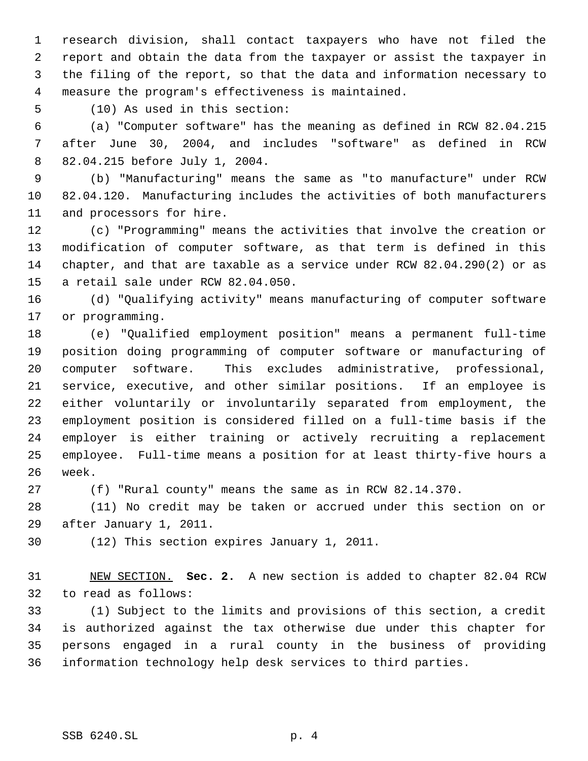research division, shall contact taxpayers who have not filed the report and obtain the data from the taxpayer or assist the taxpayer in the filing of the report, so that the data and information necessary to measure the program's effectiveness is maintained.

(10) As used in this section:

(a) "Computer software" has the meaning as defined in RCW 82.04.215 after June 30, 2004, and includes "software" as defined in RCW 82.04.215 before July 1, 2004.

(b) "Manufacturing" means the same as "to manufacture" under RCW 82.04.120. Manufacturing includes the activities of both manufacturers and processors for hire.

(c) "Programming" means the activities that involve the creation or modification of computer software, as that term is defined in this chapter, and that are taxable as a service under RCW 82.04.290(2) or as a retail sale under RCW 82.04.050.

(d) "Qualifying activity" means manufacturing of computer software or programming.

(e) "Qualified employment position" means a permanent full-time position doing programming of computer software or manufacturing of computer software. This excludes administrative, professional, service, executive, and other similar positions. If an employee is either voluntarily or involuntarily separated from employment, the employment position is considered filled on a full-time basis if the employer is either training or actively recruiting a replacement employee. Full-time means a position for at least thirty-five hours a week.

(f) "Rural county" means the same as in RCW 82.14.370.

(11) No credit may be taken or accrued under this section on or after January 1, 2011.

(12) This section expires January 1, 2011.

NEW SECTION. **Sec. 2.** A new section is added to chapter 82.04 RCW to read as follows:

(1) Subject to the limits and provisions of this section, a credit is authorized against the tax otherwise due under this chapter for persons engaged in a rural county in the business of providing information technology help desk services to third parties.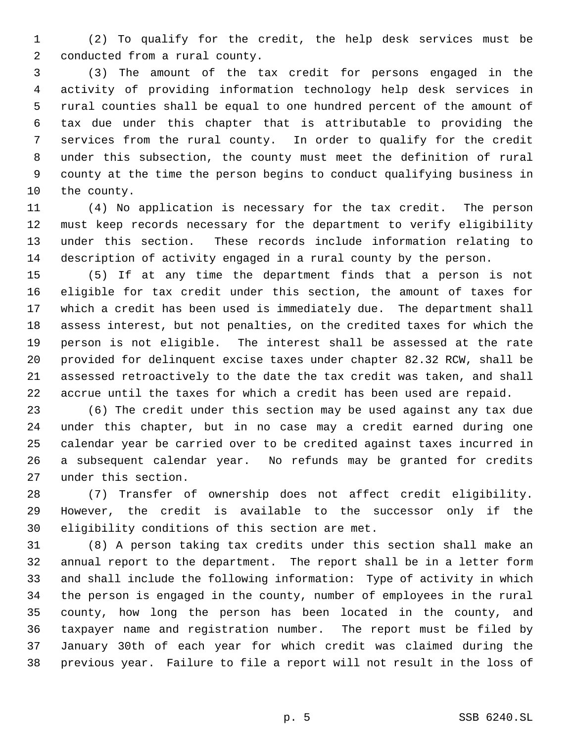(2) To qualify for the credit, the help desk services must be conducted from a rural county.

(3) The amount of the tax credit for persons engaged in the activity of providing information technology help desk services in rural counties shall be equal to one hundred percent of the amount of tax due under this chapter that is attributable to providing the services from the rural county. In order to qualify for the credit under this subsection, the county must meet the definition of rural county at the time the person begins to conduct qualifying business in the county.

(4) No application is necessary for the tax credit. The person must keep records necessary for the department to verify eligibility under this section. These records include information relating to description of activity engaged in a rural county by the person.

(5) If at any time the department finds that a person is not eligible for tax credit under this section, the amount of taxes for which a credit has been used is immediately due. The department shall assess interest, but not penalties, on the credited taxes for which the person is not eligible. The interest shall be assessed at the rate provided for delinquent excise taxes under chapter 82.32 RCW, shall be assessed retroactively to the date the tax credit was taken, and shall accrue until the taxes for which a credit has been used are repaid.

(6) The credit under this section may be used against any tax due under this chapter, but in no case may a credit earned during one calendar year be carried over to be credited against taxes incurred in a subsequent calendar year. No refunds may be granted for credits under this section.

(7) Transfer of ownership does not affect credit eligibility. However, the credit is available to the successor only if the eligibility conditions of this section are met.

(8) A person taking tax credits under this section shall make an annual report to the department. The report shall be in a letter form and shall include the following information: Type of activity in which the person is engaged in the county, number of employees in the rural county, how long the person has been located in the county, and taxpayer name and registration number. The report must be filed by January 30th of each year for which credit was claimed during the previous year. Failure to file a report will not result in the loss of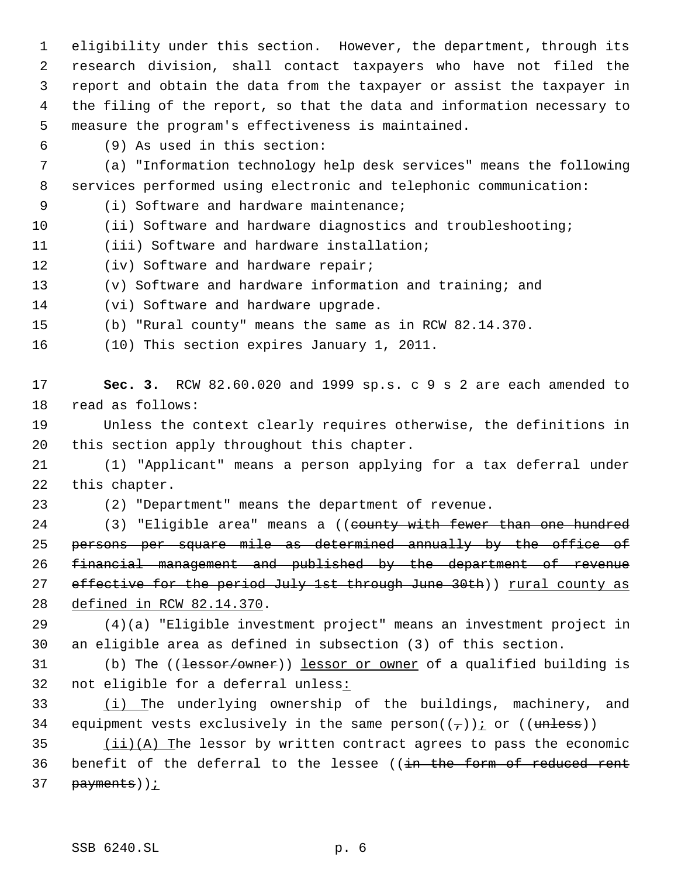eligibility under this section. However, the department, through its research division, shall contact taxpayers who have not filed the report and obtain the data from the taxpayer or assist the taxpayer in the filing of the report, so that the data and information necessary to measure the program's effectiveness is maintained.

(9) As used in this section:

(a) "Information technology help desk services" means the following services performed using electronic and telephonic communication:

(i) Software and hardware maintenance;

(ii) Software and hardware diagnostics and troubleshooting;

(iii) Software and hardware installation;

(iv) Software and hardware repair;

(v) Software and hardware information and training; and

(vi) Software and hardware upgrade.

(b) "Rural county" means the same as in RCW 82.14.370.

(10) This section expires January 1, 2011.

**Sec. 3.** RCW 82.60.020 and 1999 sp.s. c 9 s 2 are each amended to read as follows:

Unless the context clearly requires otherwise, the definitions in this section apply throughout this chapter.

(1) "Applicant" means a person applying for a tax deferral under this chapter.

(2) "Department" means the department of revenue.

(3) "Eligible area" means a ((~~county with fewer than one hundred persons per square mile as determined annually by the office of financial management and published by the department of revenue effective for the period July 1st through June 30th~~)) <u>rural county as defined in RCW 82.14.370</u>.

(4)(a) "Eligible investment project" means an investment project in an eligible area as defined in subsection (3) of this section.

(b) The ((~~lessor/owner~~)) <u>lessor or owner</u> of a qualified building is not eligible for a deferral unless<u>:</u>

<u>(i) T</u>he underlying ownership of the buildings, machinery, and equipment vests exclusively in the same person((~~,~~))<u>;</u> or ((~~unless~~))

<u>(ii)(A) T</u>he lessor by written contract agrees to pass the economic benefit of the deferral to the lessee ((~~in the form of reduced rent payments~~))<u>;</u>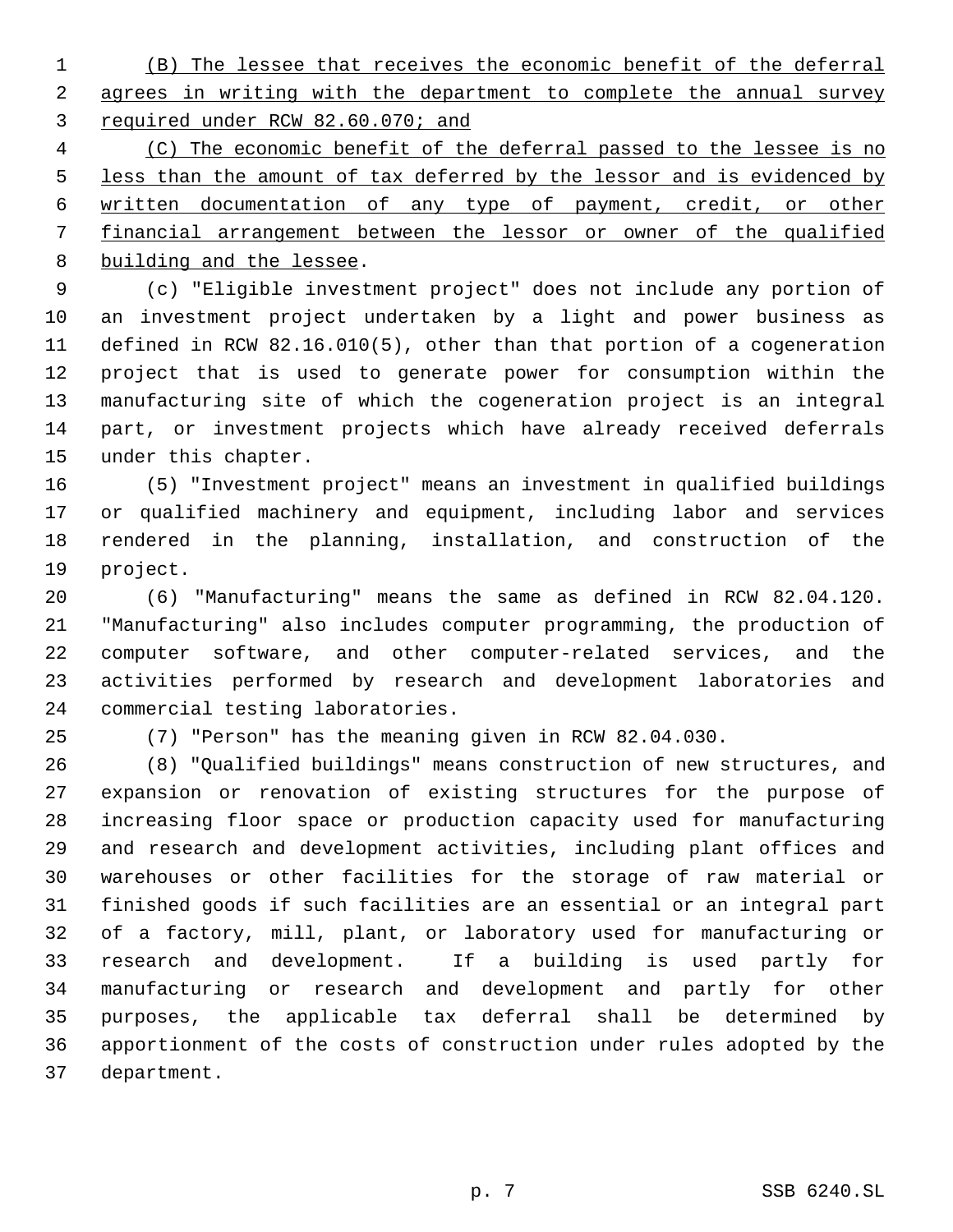(B) The lessee that receives the economic benefit of the deferral agrees in writing with the department to complete the annual survey required under RCW 82.60.070; and

(C) The economic benefit of the deferral passed to the lessee is no less than the amount of tax deferred by the lessor and is evidenced by written documentation of any type of payment, credit, or other financial arrangement between the lessor or owner of the qualified building and the lessee.

(c) "Eligible investment project" does not include any portion of an investment project undertaken by a light and power business as defined in RCW 82.16.010(5), other than that portion of a cogeneration project that is used to generate power for consumption within the manufacturing site of which the cogeneration project is an integral part, or investment projects which have already received deferrals under this chapter.

(5) "Investment project" means an investment in qualified buildings or qualified machinery and equipment, including labor and services rendered in the planning, installation, and construction of the project.

(6) "Manufacturing" means the same as defined in RCW 82.04.120. "Manufacturing" also includes computer programming, the production of computer software, and other computer-related services, and the activities performed by research and development laboratories and commercial testing laboratories.

(7) "Person" has the meaning given in RCW 82.04.030.

(8) "Qualified buildings" means construction of new structures, and expansion or renovation of existing structures for the purpose of increasing floor space or production capacity used for manufacturing and research and development activities, including plant offices and warehouses or other facilities for the storage of raw material or finished goods if such facilities are an essential or an integral part of a factory, mill, plant, or laboratory used for manufacturing or research and development. If a building is used partly for manufacturing or research and development and partly for other purposes, the applicable tax deferral shall be determined by apportionment of the costs of construction under rules adopted by the department.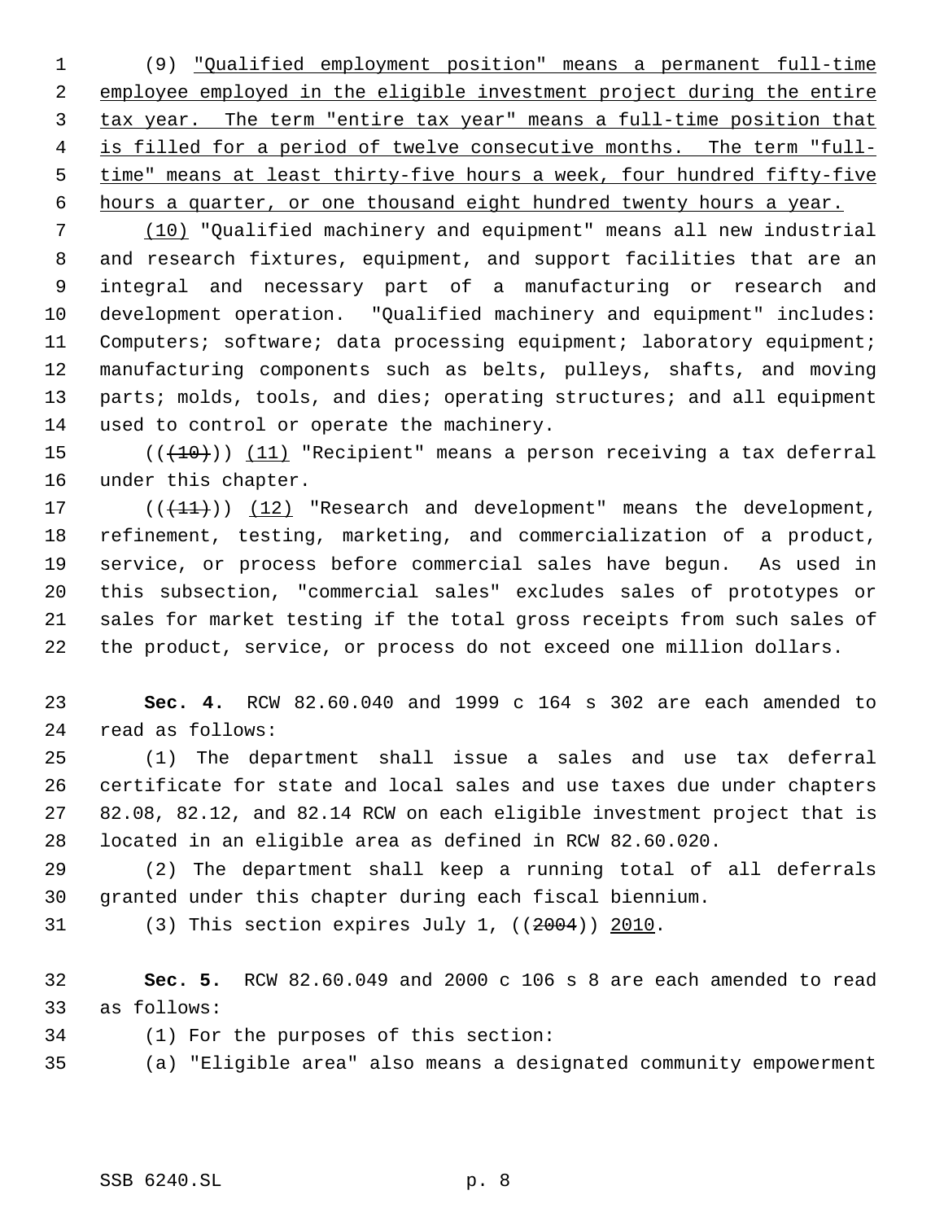(9) "Qualified employment position" means a permanent full-time employee employed in the eligible investment project during the entire tax year. The term "entire tax year" means a full-time position that is filled for a period of twelve consecutive months. The term "full-time" means at least thirty-five hours a week, four hundred fifty-five hours a quarter, or one thousand eight hundred twenty hours a year.

(10) "Qualified machinery and equipment" means all new industrial and research fixtures, equipment, and support facilities that are an integral and necessary part of a manufacturing or research and development operation. "Qualified machinery and equipment" includes: Computers; software; data processing equipment; laboratory equipment; manufacturing components such as belts, pulleys, shafts, and moving parts; molds, tools, and dies; operating structures; and all equipment used to control or operate the machinery.

(((10))) (11) "Recipient" means a person receiving a tax deferral under this chapter.

(((11))) (12) "Research and development" means the development, refinement, testing, marketing, and commercialization of a product, service, or process before commercial sales have begun. As used in this subsection, "commercial sales" excludes sales of prototypes or sales for market testing if the total gross receipts from such sales of the product, service, or process do not exceed one million dollars.

**Sec. 4.** RCW 82.60.040 and 1999 c 164 s 302 are each amended to read as follows:

(1) The department shall issue a sales and use tax deferral certificate for state and local sales and use taxes due under chapters 82.08, 82.12, and 82.14 RCW on each eligible investment project that is located in an eligible area as defined in RCW 82.60.020.

(2) The department shall keep a running total of all deferrals granted under this chapter during each fiscal biennium.

(3) This section expires July 1, ((2004)) 2010.

**Sec. 5.** RCW 82.60.049 and 2000 c 106 s 8 are each amended to read as follows:

(1) For the purposes of this section:

(a) "Eligible area" also means a designated community empowerment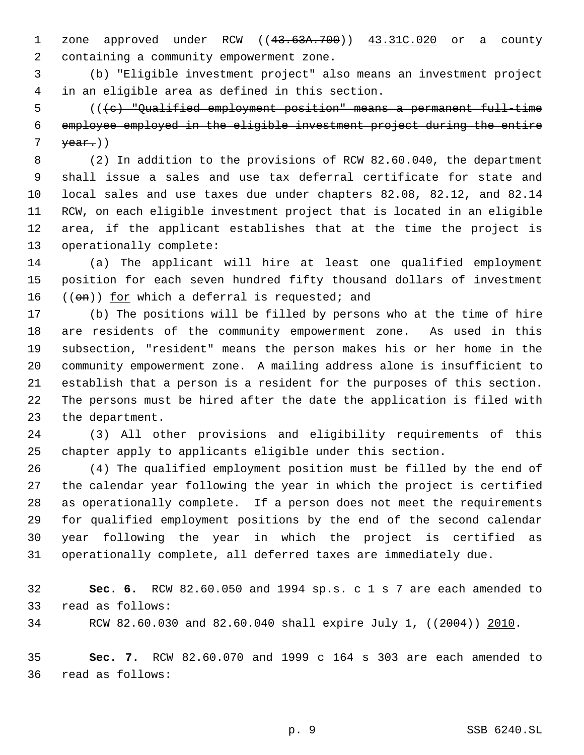zone approved under RCW ((~~43.63A.700~~)) <u>43.31C.020</u> or a county containing a community empowerment zone.

(b) "Eligible investment project" also means an investment project in an eligible area as defined in this section.

((~~(c) "Qualified employment position" means a permanent full-time employee employed in the eligible investment project during the entire year.~~))

(2) In addition to the provisions of RCW 82.60.040, the department shall issue a sales and use tax deferral certificate for state and local sales and use taxes due under chapters 82.08, 82.12, and 82.14 RCW, on each eligible investment project that is located in an eligible area, if the applicant establishes that at the time the project is operationally complete:

(a) The applicant will hire at least one qualified employment position for each seven hundred fifty thousand dollars of investment ((~~on~~)) <u>for</u> which a deferral is requested; and

(b) The positions will be filled by persons who at the time of hire are residents of the community empowerment zone. As used in this subsection, "resident" means the person makes his or her home in the community empowerment zone. A mailing address alone is insufficient to establish that a person is a resident for the purposes of this section. The persons must be hired after the date the application is filed with the department.

(3) All other provisions and eligibility requirements of this chapter apply to applicants eligible under this section.

(4) The qualified employment position must be filled by the end of the calendar year following the year in which the project is certified as operationally complete. If a person does not meet the requirements for qualified employment positions by the end of the second calendar year following the year in which the project is certified as operationally complete, all deferred taxes are immediately due.

**Sec. 6.** RCW 82.60.050 and 1994 sp.s. c 1 s 7 are each amended to read as follows:

RCW 82.60.030 and 82.60.040 shall expire July 1, ((~~2004~~)) <u>2010</u>.

**Sec. 7.** RCW 82.60.070 and 1999 c 164 s 303 are each amended to read as follows: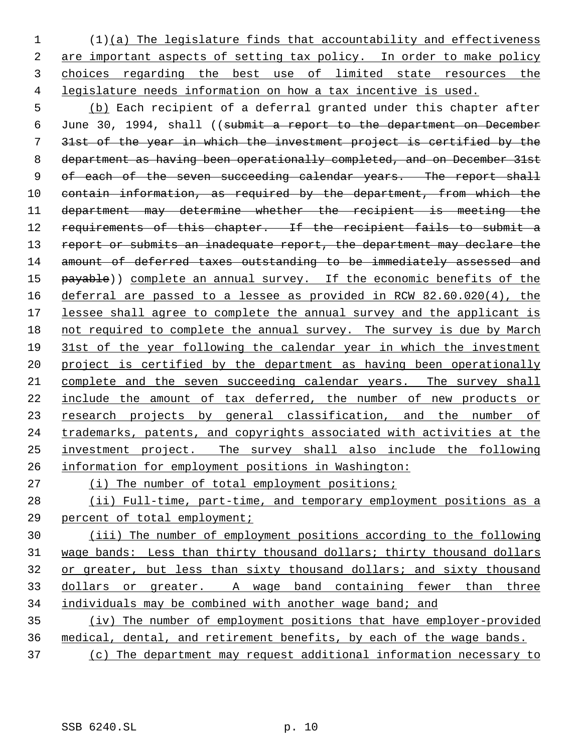(1)(a) The legislature finds that accountability and effectiveness are important aspects of setting tax policy. In order to make policy choices regarding the best use of limited state resources the legislature needs information on how a tax incentive is used.

(b) Each recipient of a deferral granted under this chapter after June 30, 1994, shall ((~~submit a report to the department on December 31st of the year in which the investment project is certified by the department as having been operationally completed, and on December 31st of each of the seven succeeding calendar years. The report shall contain information, as required by the department, from which the department may determine whether the recipient is meeting the requirements of this chapter. If the recipient fails to submit a report or submits an inadequate report, the department may declare the amount of deferred taxes outstanding to be immediately assessed and payable~~)) complete an annual survey. If the economic benefits of the deferral are passed to a lessee as provided in RCW 82.60.020(4), the lessee shall agree to complete the annual survey and the applicant is not required to complete the annual survey. The survey is due by March 31st of the year following the calendar year in which the investment project is certified by the department as having been operationally complete and the seven succeeding calendar years. The survey shall include the amount of tax deferred, the number of new products or research projects by general classification, and the number of trademarks, patents, and copyrights associated with activities at the investment project. The survey shall also include the following information for employment positions in Washington:

(i) The number of total employment positions;

(ii) Full-time, part-time, and temporary employment positions as a percent of total employment;

(iii) The number of employment positions according to the following wage bands: Less than thirty thousand dollars; thirty thousand dollars or greater, but less than sixty thousand dollars; and sixty thousand dollars or greater. A wage band containing fewer than three individuals may be combined with another wage band; and

(iv) The number of employment positions that have employer-provided medical, dental, and retirement benefits, by each of the wage bands.

(c) The department may request additional information necessary to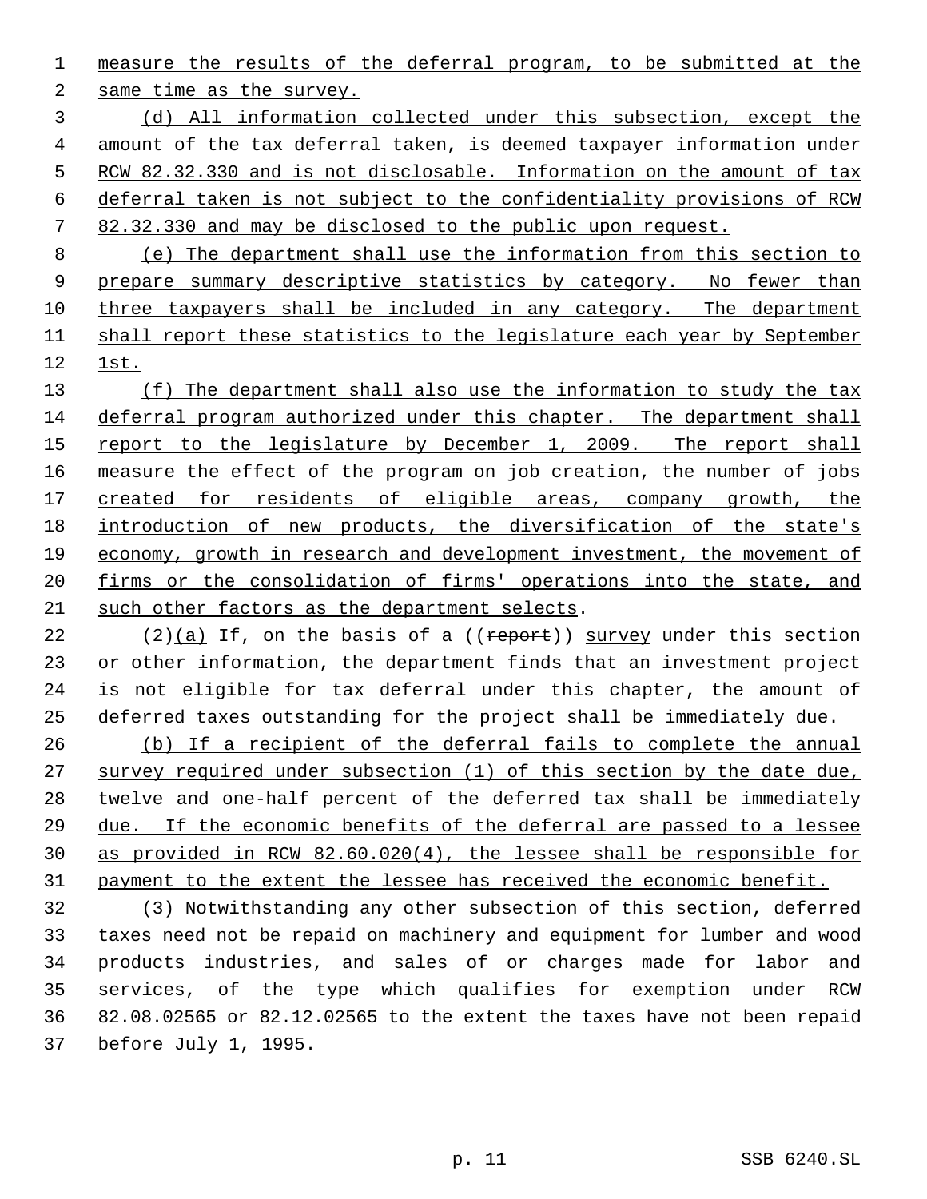measure the results of the deferral program, to be submitted at the same time as the survey.

(d) All information collected under this subsection, except the amount of the tax deferral taken, is deemed taxpayer information under RCW 82.32.330 and is not disclosable. Information on the amount of tax deferral taken is not subject to the confidentiality provisions of RCW 82.32.330 and may be disclosed to the public upon request.

(e) The department shall use the information from this section to prepare summary descriptive statistics by category. No fewer than three taxpayers shall be included in any category. The department shall report these statistics to the legislature each year by September 1st.

(f) The department shall also use the information to study the tax deferral program authorized under this chapter. The department shall report to the legislature by December 1, 2009. The report shall measure the effect of the program on job creation, the number of jobs created for residents of eligible areas, company growth, the introduction of new products, the diversification of the state's economy, growth in research and development investment, the movement of firms or the consolidation of firms' operations into the state, and such other factors as the department selects.

(2)(a) If, on the basis of a ((~~report~~)) survey under this section or other information, the department finds that an investment project is not eligible for tax deferral under this chapter, the amount of deferred taxes outstanding for the project shall be immediately due.

(b) If a recipient of the deferral fails to complete the annual survey required under subsection (1) of this section by the date due, twelve and one-half percent of the deferred tax shall be immediately due. If the economic benefits of the deferral are passed to a lessee as provided in RCW 82.60.020(4), the lessee shall be responsible for payment to the extent the lessee has received the economic benefit.

(3) Notwithstanding any other subsection of this section, deferred taxes need not be repaid on machinery and equipment for lumber and wood products industries, and sales of or charges made for labor and services, of the type which qualifies for exemption under RCW 82.08.02565 or 82.12.02565 to the extent the taxes have not been repaid before July 1, 1995.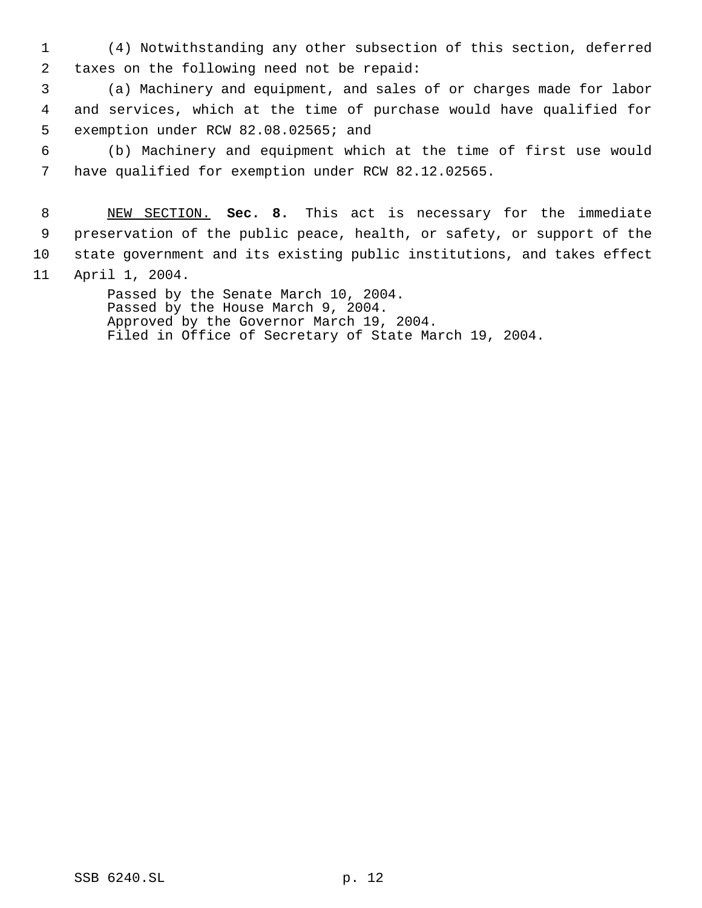(4) Notwithstanding any other subsection of this section, deferred taxes on the following need not be repaid:

(a) Machinery and equipment, and sales of or charges made for labor and services, which at the time of purchase would have qualified for exemption under RCW 82.08.02565; and

(b) Machinery and equipment which at the time of first use would have qualified for exemption under RCW 82.12.02565.

NEW SECTION. **Sec. 8.** This act is necessary for the immediate preservation of the public peace, health, or safety, or support of the state government and its existing public institutions, and takes effect April 1, 2004.

Passed by the Senate March 10, 2004.
Passed by the House March 9, 2004.
Approved by the Governor March 19, 2004.
Filed in Office of Secretary of State March 19, 2004.